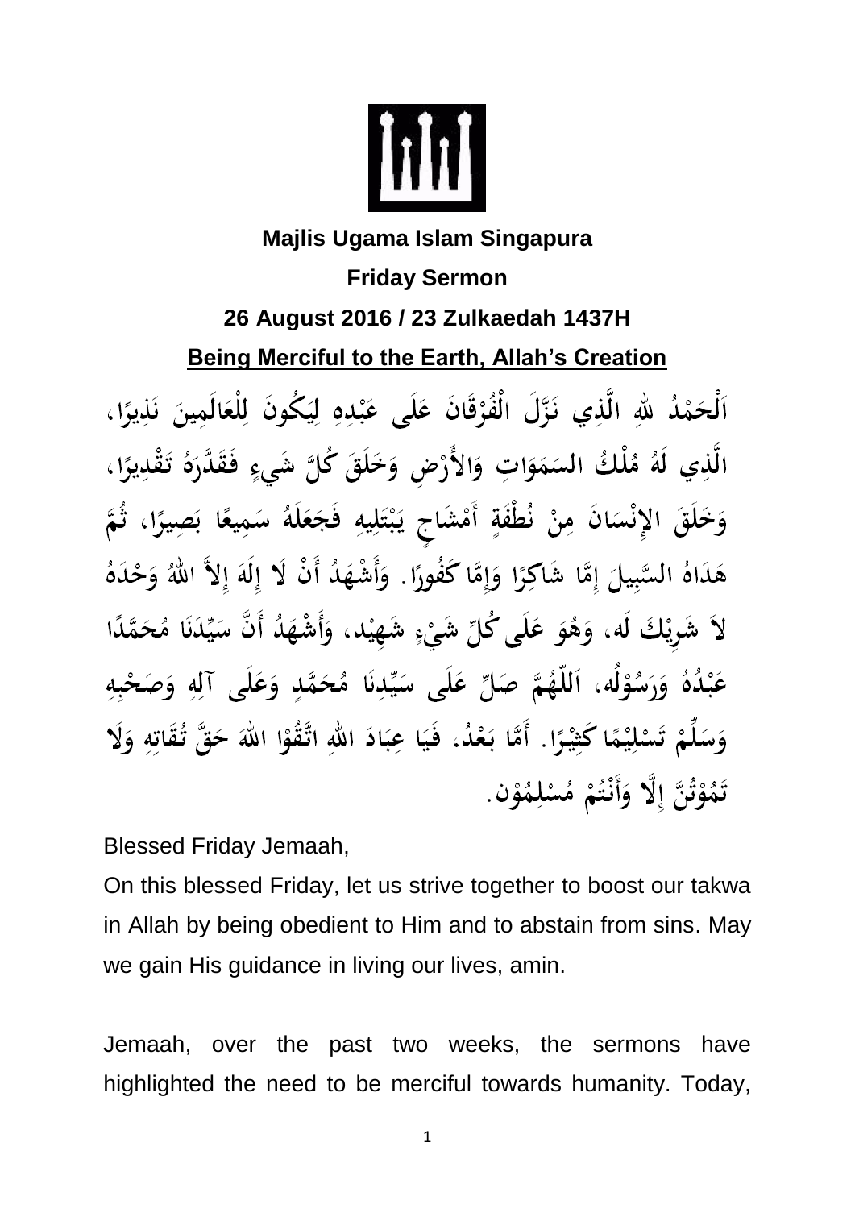**Majlis Ugama Islam Singapura**

**Friday Sermon**

**26 August 2016 / 23 Zulkaedah 1437H**

## Being Merciful to the Earth, Allah's Creation

اَلْحَمْدُ للهِ الَّذِي نَزَّلَ الْفُرْقَانَ عَلَى عَبْدِهِ لِيَكُونَ لِلْعَالَمِينَ نَذِيرًا، الَّذِي لَهُ مُلْكُ السَمَوَاتِ وَالأَرْضِ وَخَلَقَ كُلَّ شَيءٍ فَقَدَّرَهُ تَقْدِيرًا، وَخَلَقَ الإِنْسَانَ مِنْ نُطْفَةٍ أَمْشَاجٍ يَبْتَلِيهِ فَجَعَلَهُ سَمِيعًا بَصِيرًا، ثُمَّ هَدَاهُ السَّبِيلَ إِمَّا شَاكِرًا وَإِمَّا كَفُورًا. وَأَشْهَدُ أَنْ لاَ إِلَهَ إِلاَّ اللهُ وَحْدَهُ لاَ شَرِيْكَ لَه، وَهُوَ عَلَى كُلِّ شَيْءٍ شَهِيْد، وَأَشْهَدُ أَنَّ سَيِّدَنَا مُحَمَّدًا عَبْدُهُ وَرَسُوْلُه، اَللّٰهُمَّ صَلِّ عَلَى سَيِّدِنَا مُحَمَّدٍ وَعَلَى آلِهِ وَصَحْبِهِ وَسَلِّمْ تَسْلِيْمًا كَثِيْرًا. أَمَّا بَعْدُ، فَيَا عِبَادَ اللهِ اتَّقُوْا اللهَ حَقَّ تُقَاتِهِ وَلَا تَمُوْتُنَّ إِلَّا وَأَنْتُمْ مُسْلِمُوْن.

Blessed Friday Jemaah,

On this blessed Friday, let us strive together to boost our takwa in Allah by being obedient to Him and to abstain from sins. May we gain His guidance in living our lives, amin.

Jemaah, over the past two weeks, the sermons have highlighted the need to be merciful towards humanity. Today,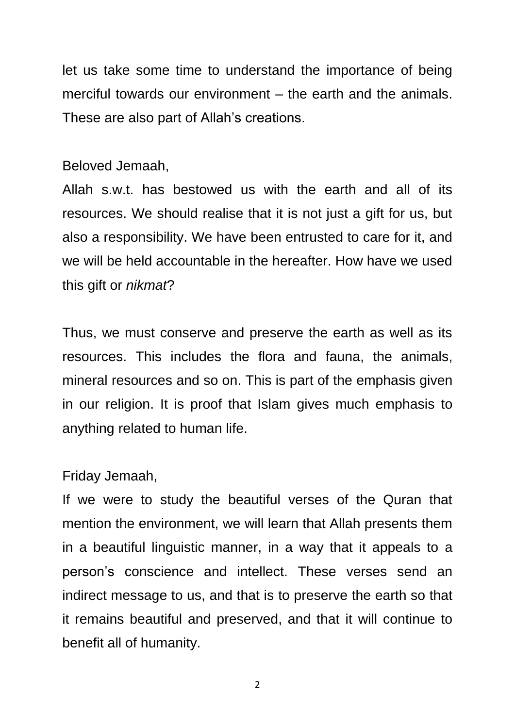let us take some time to understand the importance of being merciful towards our environment – the earth and the animals. These are also part of Allah's creations.

Beloved Jemaah,

Allah s.w.t. has bestowed us with the earth and all of its resources. We should realise that it is not just a gift for us, but also a responsibility. We have been entrusted to care for it, and we will be held accountable in the hereafter. How have we used this gift or *nikmat*?

Thus, we must conserve and preserve the earth as well as its resources. This includes the flora and fauna, the animals, mineral resources and so on. This is part of the emphasis given in our religion. It is proof that Islam gives much emphasis to anything related to human life.

Friday Jemaah,

If we were to study the beautiful verses of the Quran that mention the environment, we will learn that Allah presents them in a beautiful linguistic manner, in a way that it appeals to a person's conscience and intellect. These verses send an indirect message to us, and that is to preserve the earth so that it remains beautiful and preserved, and that it will continue to benefit all of humanity.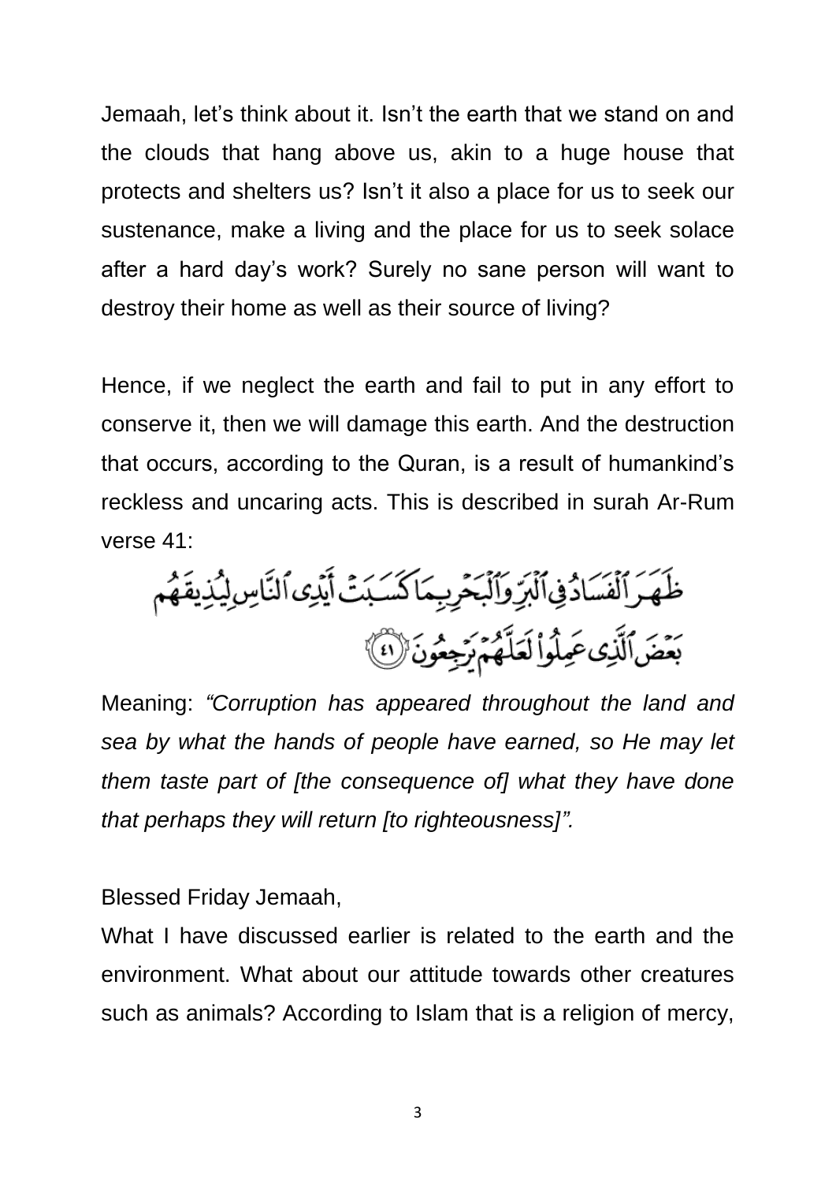Jemaah, let's think about it. Isn't the earth that we stand on and the clouds that hang above us, akin to a huge house that protects and shelters us? Isn't it also a place for us to seek our sustenance, make a living and the place for us to seek solace after a hard day's work? Surely no sane person will want to destroy their home as well as their source of living?

Hence, if we neglect the earth and fail to put in any effort to conserve it, then we will damage this earth. And the destruction that occurs, according to the Quran, is a result of humankind's reckless and uncaring acts. This is described in surah Ar-Rum verse 41:

ظَهَرَ ٱلْفَسَادُ فِى ٱلْبَرِّ وَٱلْبَحْرِ بِمَا كَسَبَتْ أَيْدِى ٱلنَّاسِ لِيُذِيقَهُم بَعْضَ ٱلَّذِى عَمِلُوا۟ لَعَلَّهُمْ يَرْجِعُونَ ﴿٤١﴾

Meaning: *"Corruption has appeared throughout the land and sea by what the hands of people have earned, so He may let them taste part of [the consequence of] what they have done that perhaps they will return [to righteousness]".*

Blessed Friday Jemaah,

What I have discussed earlier is related to the earth and the environment. What about our attitude towards other creatures such as animals? According to Islam that is a religion of mercy,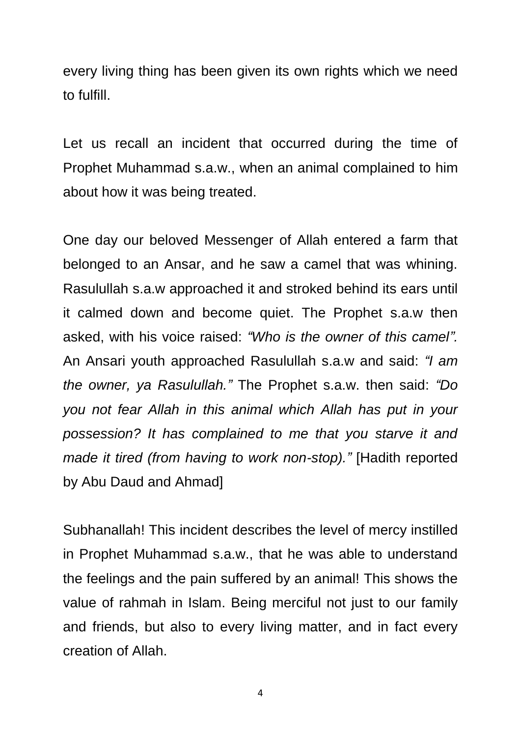every living thing has been given its own rights which we need to fulfill.

Let us recall an incident that occurred during the time of Prophet Muhammad s.a.w., when an animal complained to him about how it was being treated.

One day our beloved Messenger of Allah entered a farm that belonged to an Ansar, and he saw a camel that was whining. Rasulullah s.a.w approached it and stroked behind its ears until it calmed down and become quiet. The Prophet s.a.w then asked, with his voice raised: *"Who is the owner of this camel".* An Ansari youth approached Rasulullah s.a.w and said: *"I am the owner, ya Rasulullah."* The Prophet s.a.w. then said: *"Do you not fear Allah in this animal which Allah has put in your possession? It has complained to me that you starve it and made it tired (from having to work non-stop)."* [Hadith reported by Abu Daud and Ahmad]

Subhanallah! This incident describes the level of mercy instilled in Prophet Muhammad s.a.w., that he was able to understand the feelings and the pain suffered by an animal! This shows the value of rahmah in Islam. Being merciful not just to our family and friends, but also to every living matter, and in fact every creation of Allah.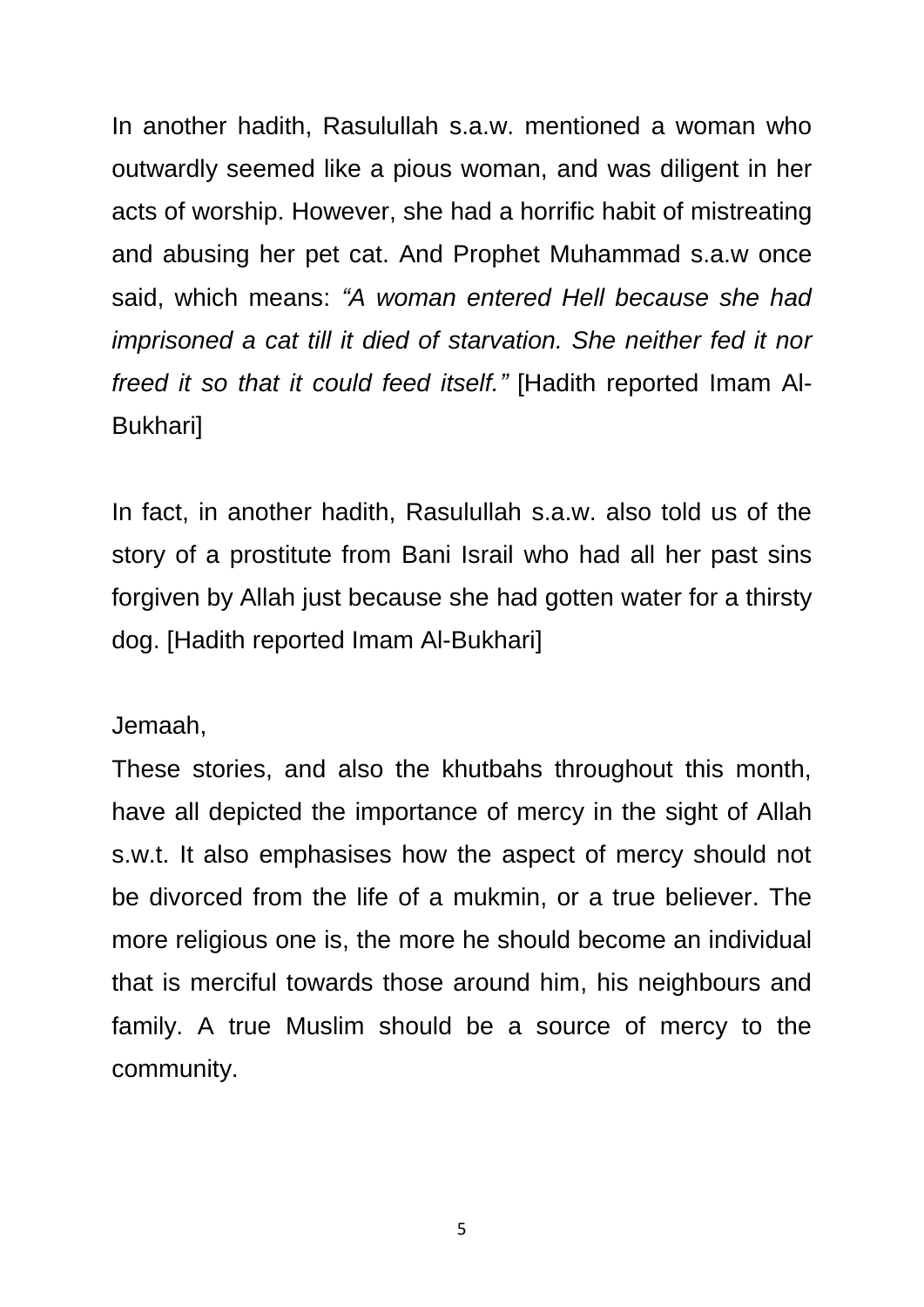In another hadith, Rasulullah s.a.w. mentioned a woman who outwardly seemed like a pious woman, and was diligent in her acts of worship. However, she had a horrific habit of mistreating and abusing her pet cat. And Prophet Muhammad s.a.w once said, which means: *"A woman entered Hell because she had imprisoned a cat till it died of starvation. She neither fed it nor freed it so that it could feed itself."* [Hadith reported Imam Al-Bukhari]

In fact, in another hadith, Rasulullah s.a.w. also told us of the story of a prostitute from Bani Israil who had all her past sins forgiven by Allah just because she had gotten water for a thirsty dog. [Hadith reported Imam Al-Bukhari]

Jemaah,

These stories, and also the khutbahs throughout this month, have all depicted the importance of mercy in the sight of Allah s.w.t. It also emphasises how the aspect of mercy should not be divorced from the life of a mukmin, or a true believer. The more religious one is, the more he should become an individual that is merciful towards those around him, his neighbours and family. A true Muslim should be a source of mercy to the community.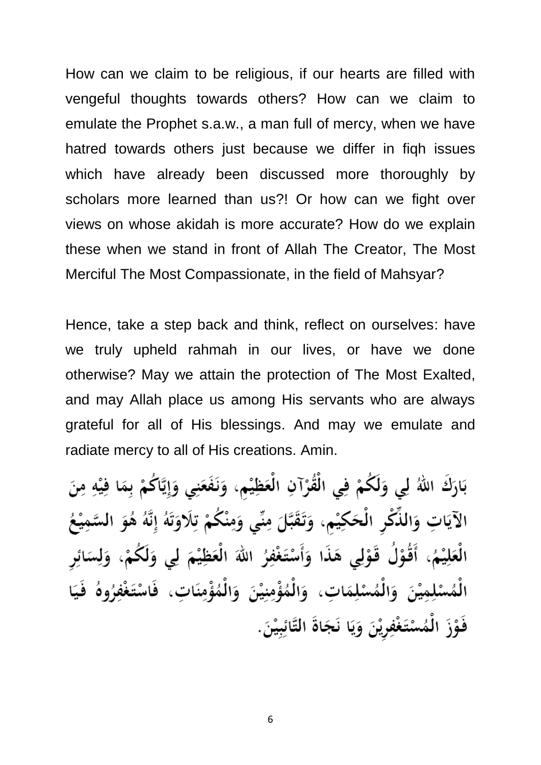How can we claim to be religious, if our hearts are filled with vengeful thoughts towards others? How can we claim to emulate the Prophet s.a.w., a man full of mercy, when we have hatred towards others just because we differ in fiqh issues which have already been discussed more thoroughly by scholars more learned than us?! Or how can we fight over views on whose akidah is more accurate? How do we explain these when we stand in front of Allah The Creator, The Most Merciful The Most Compassionate, in the field of Mahsyar?

Hence, take a step back and think, reflect on ourselves: have we truly upheld rahmah in our lives, or have we done otherwise? May we attain the protection of The Most Exalted, and may Allah place us among His servants who are always grateful for all of His blessings. And may we emulate and radiate mercy to all of His creations. Amin.

بَارَكَ اللهُ لِي وَلَكُمْ فِي الْقُرْآنِ الْعَظِيْمِ، وَنَفَعَنِي وَإِيَّاكُمْ بِمَا فِيْهِ مِنَ الآيَاتِ وَالذِّكْرِ الْحَكِيْمِ، وَتَقَبَّلَ مِنِّي وَمِنْكُمْ تِلَاوَتَهُ إِنَّهُ هُوَ السَّمِيْعُ الْعَلِيْمُ، أَقُوْلُ قَوْلِي هَذَا وَأَسْتَغْفِرُ اللهَ الْعَظِيْمَ لِي وَلَكُمْ، وَلِسَائِرِ الْمُسْلِمِيْنَ وَالْمُسْلِمَاتِ، وَالْمُؤْمِنِيْنَ وَالْمُؤْمِنَاتِ، فَاسْتَغْفِرُوهُ فَيَا فَوْزَ الْمُسْتَغْفِرِيْنَ وَيَا نَجَاةَ التَّائِبِيْنَ.